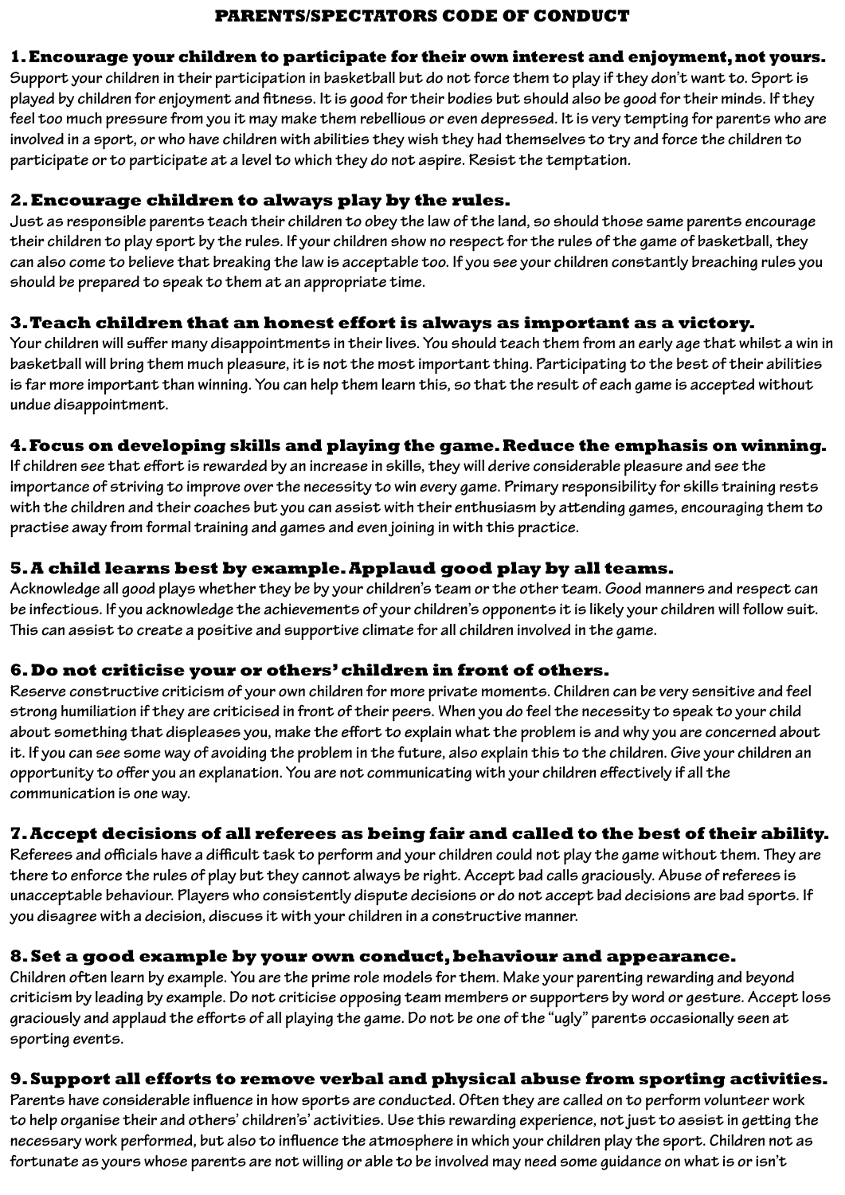# PARENTS/SPECTATORS CODE OF CONDUCT

## 1. Encourage your children to participate for their own interest and enjoyment, not yours.

Support your children in their participation in basketball but do not force them to play if they don't want to. Sport is played by children for enjoyment and fitness. It is good for their bodies but should also be good for their minds. If they feel too much pressure from you it may make them rebellious or even depressed. It is very tempting for parents who are involved in a sport, or who have children with abilities they wish they had themselves to try and force the children to participate or to participate at a level to which they do not aspire. Resist the temptation.

## 2. Encourage children to always play by the rules.

Just as responsible parents teach their children to obey the law of the land, so should those same parents encourage their children to play sport by the rules. If your children show no respect for the rules of the game of basketball, they can also come to believe that breaking the law is acceptable too. If you see your children constantly breaching rules you should be prepared to speak to them at an appropriate time.

## 3. Teach children that an honest effort is always as important as a victory.

Your children will suffer many disappointments in their lives. You should teach them from an early age that whilst a win in basketball will bring them much pleasure, it is not the most important thing. Participating to the best of their abilities is far more important than winning. You can help them learn this, so that the result of each game is accepted without undue disappointment.

## 4. Focus on developing skills and playing the game. Reduce the emphasis on winning.

If children see that effort is rewarded by an increase in skills, they will derive considerable pleasure and see the importance of striving to improve over the necessity to win every game. Primary responsibility for skills training rests with the children and their coaches but you can assist with their enthusiasm by attending games, encouraging them to practise away from formal training and games and even joining in with this practice.

## 5. A child learns best by example. Applaud good play by all teams.

Acknowledge all good plays whether they be by your children's team or the other team. Good manners and respect can be infectious. If you acknowledge the achievements of your children's opponents it is likely your children will follow suit. This can assist to create a positive and supportive climate for all children involved in the game.

## 6. Do not criticise your or others' children in front of others.

Reserve constructive criticism of your own children for more private moments. Children can be very sensitive and feel strong humiliation if they are criticised in front of their peers. When you do feel the necessity to speak to your child about something that displeases you, make the effort to explain what the problem is and why you are concerned about it. If you can see some way of avoiding the problem in the future, also explain this to the children. Give your children an opportunity to offer you an explanation. You are not communicating with your children effectively if all the communication is one way.

## 7. Accept decisions of all referees as being fair and called to the best of their ability.

Referees and officials have a difficult task to perform and your children could not play the game without them. They are there to enforce the rules of play but they cannot always be right. Accept bad calls graciously. Abuse of referees is unacceptable behaviour. Players who consistently dispute decisions or do not accept bad decisions are bad sports. If you disagree with a decision, discuss it with your children in a constructive manner.

## 8. Set a good example by your own conduct, behaviour and appearance.

Children often learn by example. You are the prime role models for them. Make your parenting rewarding and beyond criticism by leading by example. Do not criticise opposing team members or supporters by word or gesture. Accept loss graciously and applaud the efforts of all playing the game. Do not be one of the "ugly" parents occasionally seen at sporting events.

## 9. Support all efforts to remove verbal and physical abuse from sporting activities.

Parents have considerable influence in how sports are conducted. Often they are called on to perform volunteer work to help organise their and others' children's activities. Use this rewarding experience, not just to assist in getting the necessary work performed, but also to influence the atmosphere in which your children play the sport. Children not as fortunate as yours whose parents are not willing or able to be involved may need some guidance on what is or isn't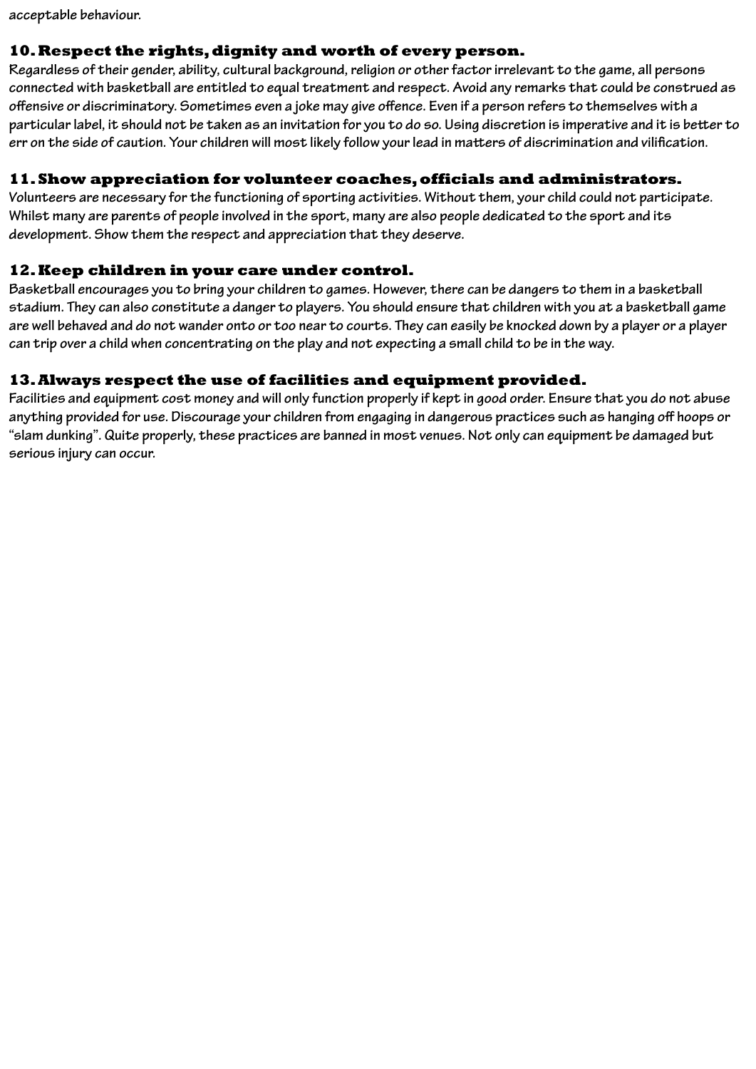acceptable behaviour.

**10. Respect the rights, dignity and worth of every person.**

Regardless of their gender, ability, cultural background, religion or other factor irrelevant to the game, all persons connected with basketball are entitled to equal treatment and respect. Avoid any remarks that could be construed as offensive or discriminatory. Sometimes even a joke may give offence. Even if a person refers to themselves with a particular label, it should not be taken as an invitation for you to do so. Using discretion is imperative and it is better to err on the side of caution. Your children will most likely follow your lead in matters of discrimination and vilification.

**11. Show appreciation for volunteer coaches, officials and administrators.**

Volunteers are necessary for the functioning of sporting activities. Without them, your child could not participate. Whilst many are parents of people involved in the sport, many are also people dedicated to the sport and its development. Show them the respect and appreciation that they deserve.

**12. Keep children in your care under control.**

Basketball encourages you to bring your children to games. However, there can be dangers to them in a basketball stadium. They can also constitute a danger to players. You should ensure that children with you at a basketball game are well behaved and do not wander onto or too near to courts. They can easily be knocked down by a player or a player can trip over a child when concentrating on the play and not expecting a small child to be in the way.

**13. Always respect the use of facilities and equipment provided.**

Facilities and equipment cost money and will only function properly if kept in good order. Ensure that you do not abuse anything provided for use. Discourage your children from engaging in dangerous practices such as hanging off hoops or "slam dunking". Quite properly, these practices are banned in most venues. Not only can equipment be damaged but serious injury can occur.